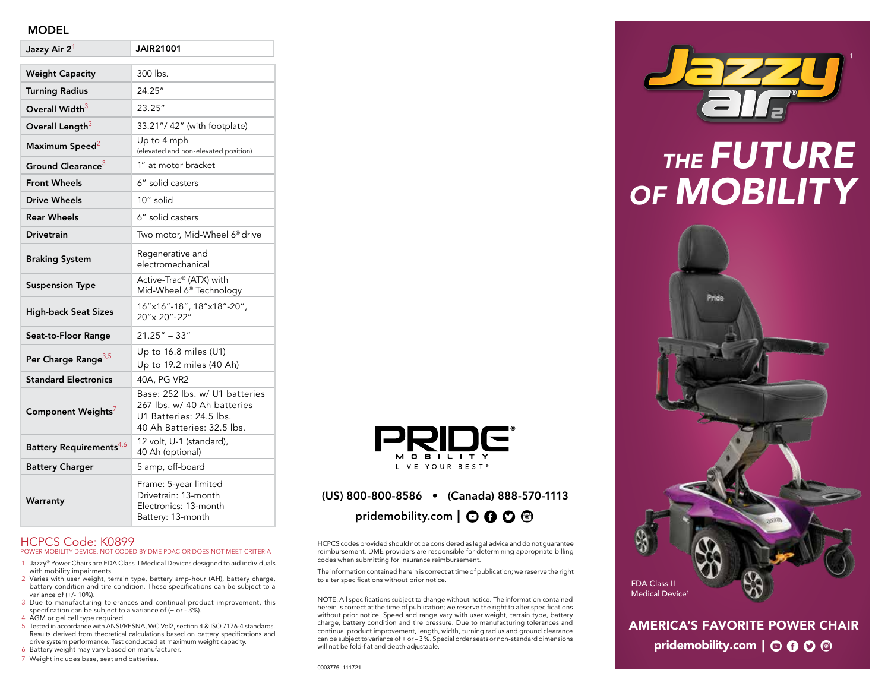## MODEL

| Jazzy Air 2[1] | JAIR21001 |
|---|---|
| Weight Capacity | 300 lbs. |
| Turning Radius | 24.25" |
| Overall Width[3] | 23.25" |
| Overall Length[3] | 33.21"/ 42" (with footplate) |
| Maximum Speed[2] | Up to 4 mph (elevated and non-elevated position) |
| Ground Clearance[3] | 1" at motor bracket |
| Front Wheels | 6" solid casters |
| Drive Wheels | 10" solid |
| Rear Wheels | 6" solid casters |
| Drivetrain | Two motor, Mid-Wheel 6® drive |
| Braking System | Regenerative and electromechanical |
| Suspension Type | Active-Trac® (ATX) with Mid-Wheel 6® Technology |
| High-back Seat Sizes | 16"x16"-18", 18"x18"-20", 20"x 20"-22" |
| Seat-to-Floor Range | 21.25" – 33" |
| Per Charge Range[3,5] | Up to 16.8 miles (U1)<br>Up to 19.2 miles (40 Ah) |
| Standard Electronics | 40A, PG VR2 |
| Component Weights[7] | Base: 252 lbs. w/ U1 batteries<br>267 lbs. w/ 40 Ah batteries<br>U1 Batteries: 24.5 lbs.<br>40 Ah Batteries: 32.5 lbs. |
| Battery Requirements[4,6] | 12 volt, U-1 (standard),<br>40 Ah (optional) |
| Battery Charger | 5 amp, off-board |
| Warranty | Frame: 5-year limited<br>Drivetrain: 13-month<br>Electronics: 13-month<br>Battery: 13-month |

### HCPCS Code: K0899

POWER MOBILITY DEVICE, NOT CODED BY DME PDAC OR DOES NOT MEET CRITERIA

1. Jazzy® Power Chairs are FDA Class II Medical Devices designed to aid individuals with mobility impairments.
2. Varies with user weight, terrain type, battery amp-hour (AH), battery charge, battery condition and tire condition. These specifications can be subject to a variance of (+/- 10%).
3. Due to manufacturing tolerances and continual product improvement, this specification can be subject to a variance of (+ or - 3%).
4. AGM or gel cell type required.
5. Tested in accordance with ANSI/RESNA, WC Vol2, section 4 & ISO 7176-4 standards. Results derived from theoretical calculations based on battery specifications and drive system performance. Test conducted at maximum weight capacity.
6. Battery weight may vary based on manufacturer.
7. Weight includes base, seat and batteries.

**PRIDE® MOBILITY**
LIVE YOUR BEST®

**(US) 800-800-8586 • (Canada) 888-570-1113**

**pridemobility.com**

HCPCS codes provided should not be considered as legal advice and do not guarantee reimbursement. DME providers are responsible for determining appropriate billing codes when submitting for insurance reimbursement.

The information contained herein is correct at time of publication; we reserve the right to alter specifications without prior notice.

NOTE: All specifications subject to change without notice. The information contained herein is correct at the time of publication; we reserve the right to alter specifications without prior notice. Speed and range vary with user weight, terrain type, battery charge, battery condition and tire pressure. Due to manufacturing tolerances and continual product improvement, length, width, turning radius and ground clearance can be subject to variance of + or – 3%. Special order seats or non-standard dimensions will not be fold-flat and depth-adjustable.

0003776–111721

# Jazzy® air 2 [1]

## THE FUTURE OF MOBILITY

FDA Class II Medical Device[1]

**AMERICA'S FAVORITE POWER CHAIR**

**pridemobility.com**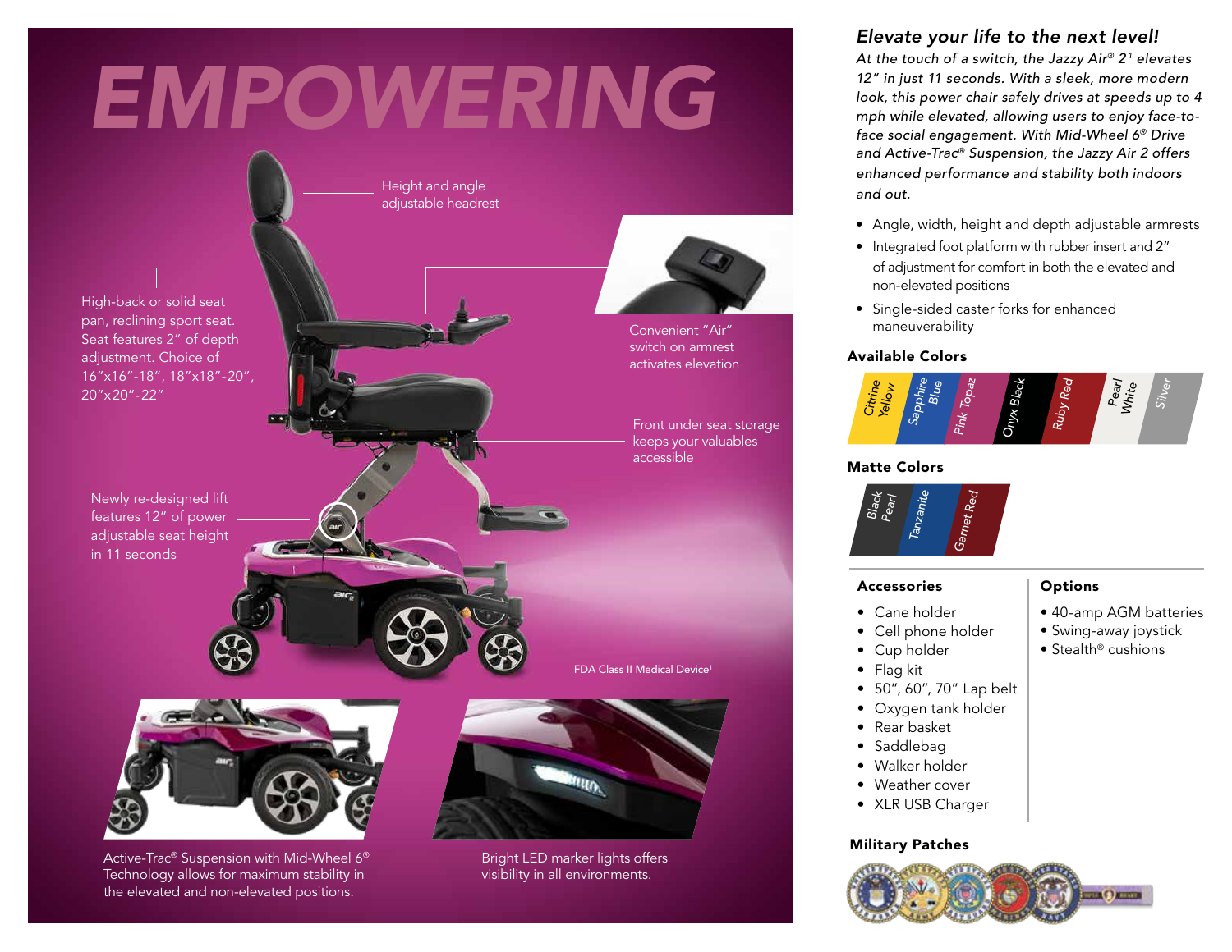# EMPOWERING

Height and angle adjustable headrest

High-back or solid seat pan, reclining sport seat. Seat features 2" of depth adjustment. Choice of 16"x16"-18", 18"x18"-20", 20"x20"-22"

Convenient "Air" switch on armrest activates elevation

Front under seat storage keeps your valuables accessible

Newly re-designed lift features 12" of power adjustable seat height in 11 seconds

FDA Class II Medical Device[1]

Active-Trac® Suspension with Mid-Wheel 6® Technology allows for maximum stability in the elevated and non-elevated positions.

Bright LED marker lights offers visibility in all environments.

## *Elevate your life to the next level!*

*At the touch of a switch, the Jazzy Air® 2[1] elevates 12" in just 11 seconds. With a sleek, more modern look, this power chair safely drives at speeds up to 4 mph while elevated, allowing users to enjoy face-to-face social engagement. With Mid-Wheel 6® Drive and Active-Trac® Suspension, the Jazzy Air 2 offers enhanced performance and stability both indoors and out.*

- Angle, width, height and depth adjustable armrests
- Integrated foot platform with rubber insert and 2" of adjustment for comfort in both the elevated and non-elevated positions
- Single-sided caster forks for enhanced maneuverability

### Available Colors

Citrine Yellow, Sapphire Blue, Pink Topaz, Onyx Black, Ruby Red, Pearl White, Silver

### Matte Colors

Black Pearl, Tanzanite, Garnet Red

### Accessories

- Cane holder
- Cell phone holder
- Cup holder
- Flag kit
- 50", 60", 70" Lap belt
- Oxygen tank holder
- Rear basket
- Saddlebag
- Walker holder
- Weather cover
- XLR USB Charger

### Options

- 40-amp AGM batteries
- Swing-away joystick
- Stealth® cushions

### Military Patches